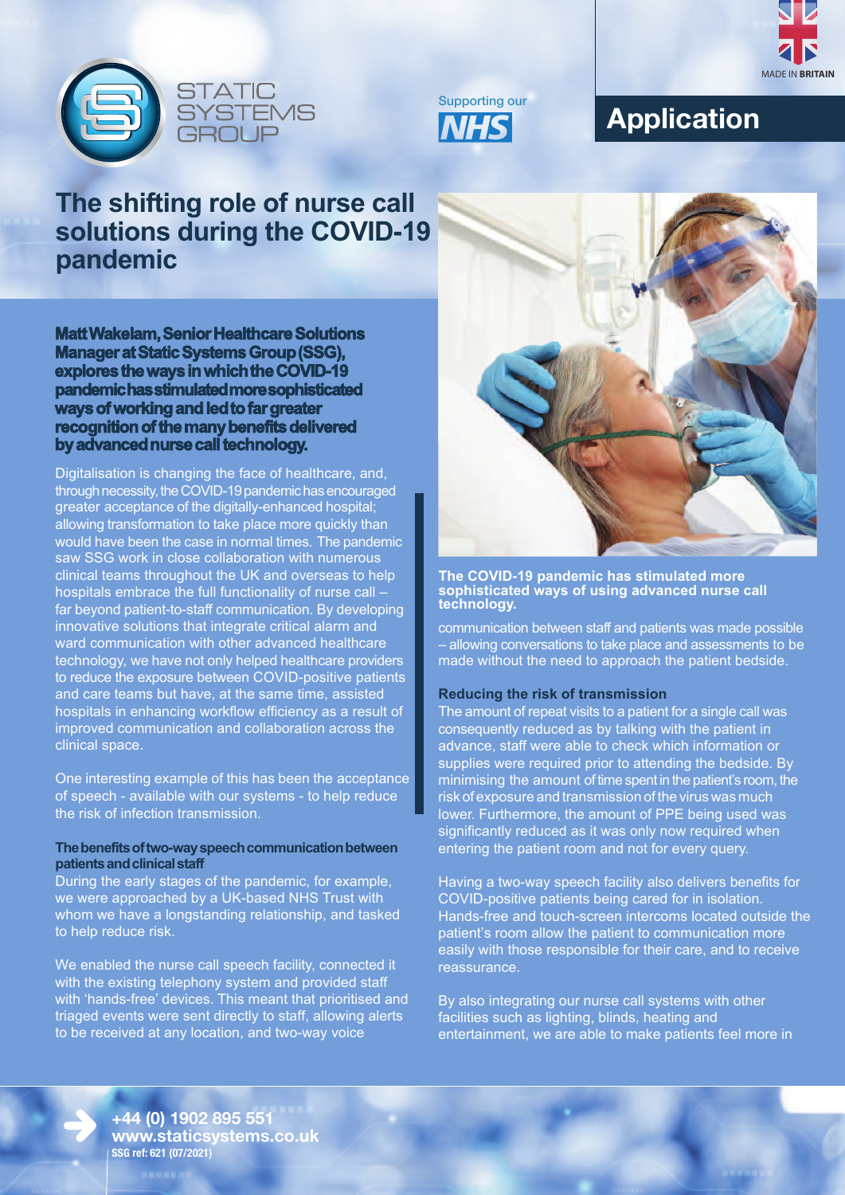Application

# The shifting role of nurse call solutions during the COVID-19 pandemic

**Matt Wakelam, Senior Healthcare Solutions Manager at Static Systems Group (SSG), explores the ways in which the COVID-19 pandemic has stimulated more sophisticated ways of working and led to far greater recognition of the many benefits delivered by advanced nurse call technology.**

Digitalisation is changing the face of healthcare, and, through necessity, the COVID-19 pandemic has encouraged greater acceptance of the digitally-enhanced hospital; allowing transformation to take place more quickly than would have been the case in normal times. The pandemic saw SSG work in close collaboration with numerous clinical teams throughout the UK and overseas to help hospitals embrace the full functionality of nurse call – far beyond patient-to-staff communication. By developing innovative solutions that integrate critical alarm and ward communication with other advanced healthcare technology, we have not only helped healthcare providers to reduce the exposure between COVID-positive patients and care teams but have, at the same time, assisted hospitals in enhancing workflow efficiency as a result of improved communication and collaboration across the clinical space.

One interesting example of this has been the acceptance of speech - available with our systems - to help reduce the risk of infection transmission.

### The benefits of two-way speech communication between patients and clinical staff

During the early stages of the pandemic, for example, we were approached by a UK-based NHS Trust with whom we have a longstanding relationship, and tasked to help reduce risk.

We enabled the nurse call speech facility, connected it with the existing telephony system and provided staff with 'hands-free' devices. This meant that prioritised and triaged events were sent directly to staff, allowing alerts to be received at any location, and two-way voice

**The COVID-19 pandemic has stimulated more sophisticated ways of using advanced nurse call technology.**

communication between staff and patients was made possible – allowing conversations to take place and assessments to be made without the need to approach the patient bedside.

### Reducing the risk of transmission

The amount of repeat visits to a patient for a single call was consequently reduced as by talking with the patient in advance, staff were able to check which information or supplies were required prior to attending the bedside. By minimising the amount of time spent in the patient's room, the risk of exposure and transmission of the virus was much lower. Furthermore, the amount of PPE being used was significantly reduced as it was only now required when entering the patient room and not for every query.

Having a two-way speech facility also delivers benefits for COVID-positive patients being cared for in isolation. Hands-free and touch-screen intercoms located outside the patient's room allow the patient to communication more easily with those responsible for their care, and to receive reassurance.

By also integrating our nurse call systems with other facilities such as lighting, blinds, heating and entertainment, we are able to make patients feel more in

+44 (0) 1902 895 551
www.staticsystems.co.uk
SSG ref: 621 (07/2021)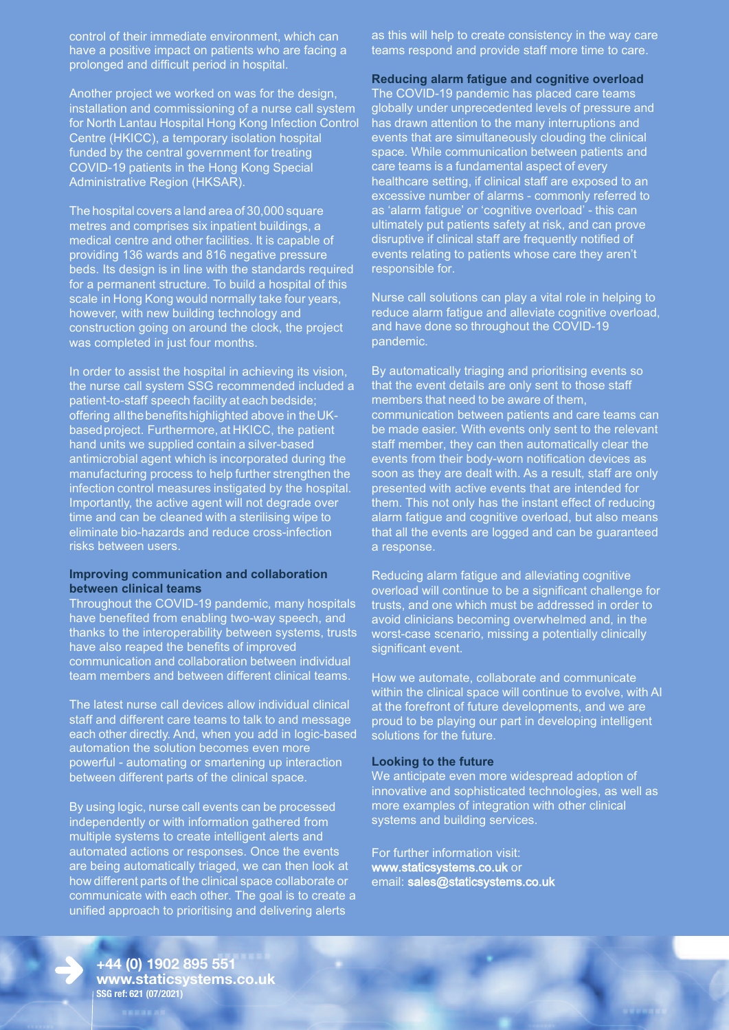control of their immediate environment, which can have a positive impact on patients who are facing a prolonged and difficult period in hospital.

Another project we worked on was for the design, installation and commissioning of a nurse call system for North Lantau Hospital Hong Kong Infection Control Centre (HKICC), a temporary isolation hospital funded by the central government for treating COVID-19 patients in the Hong Kong Special Administrative Region (HKSAR).

The hospital covers a land area of 30,000 square metres and comprises six inpatient buildings, a medical centre and other facilities. It is capable of providing 136 wards and 816 negative pressure beds. Its design is in line with the standards required for a permanent structure. To build a hospital of this scale in Hong Kong would normally take four years, however, with new building technology and construction going on around the clock, the project was completed in just four months.

In order to assist the hospital in achieving its vision, the nurse call system SSG recommended included a patient-to-staff speech facility at each bedside; offering all the benefits highlighted above in the UK-based project. Furthermore, at HKICC, the patient hand units we supplied contain a silver-based antimicrobial agent which is incorporated during the manufacturing process to help further strengthen the infection control measures instigated by the hospital. Importantly, the active agent will not degrade over time and can be cleaned with a sterilising wipe to eliminate bio-hazards and reduce cross-infection risks between users.

**Improving communication and collaboration between clinical teams**

Throughout the COVID-19 pandemic, many hospitals have benefited from enabling two-way speech, and thanks to the interoperability between systems, trusts have also reaped the benefits of improved communication and collaboration between individual team members and between different clinical teams.

The latest nurse call devices allow individual clinical staff and different care teams to talk to and message each other directly. And, when you add in logic-based automation the solution becomes even more powerful - automating or smartening up interaction between different parts of the clinical space.

By using logic, nurse call events can be processed independently or with information gathered from multiple systems to create intelligent alerts and automated actions or responses. Once the events are being automatically triaged, we can then look at how different parts of the clinical space collaborate or communicate with each other. The goal is to create a unified approach to prioritising and delivering alerts as this will help to create consistency in the way care teams respond and provide staff more time to care.

**Reducing alarm fatigue and cognitive overload**

The COVID-19 pandemic has placed care teams globally under unprecedented levels of pressure and has drawn attention to the many interruptions and events that are simultaneously clouding the clinical space. While communication between patients and care teams is a fundamental aspect of every healthcare setting, if clinical staff are exposed to an excessive number of alarms - commonly referred to as 'alarm fatigue' or 'cognitive overload' - this can ultimately put patients safety at risk, and can prove disruptive if clinical staff are frequently notified of events relating to patients whose care they aren't responsible for.

Nurse call solutions can play a vital role in helping to reduce alarm fatigue and alleviate cognitive overload, and have done so throughout the COVID-19 pandemic.

By automatically triaging and prioritising events so that the event details are only sent to those staff members that need to be aware of them, communication between patients and care teams can be made easier. With events only sent to the relevant staff member, they can then automatically clear the events from their body-worn notification devices as soon as they are dealt with. As a result, staff are only presented with active events that are intended for them. This not only has the instant effect of reducing alarm fatigue and cognitive overload, but also means that all the events are logged and can be guaranteed a response.

Reducing alarm fatigue and alleviating cognitive overload will continue to be a significant challenge for trusts, and one which must be addressed in order to avoid clinicians becoming overwhelmed and, in the worst-case scenario, missing a potentially clinically significant event.

How we automate, collaborate and communicate within the clinical space will continue to evolve, with AI at the forefront of future developments, and we are proud to be playing our part in developing intelligent solutions for the future.

**Looking to the future**

We anticipate even more widespread adoption of innovative and sophisticated technologies, as well as more examples of integration with other clinical systems and building services.

For further information visit:
**www.staticsystems.co.uk** or
email: **sales@staticsystems.co.uk**

**+44 (0) 1902 895 551**
**www.staticsystems.co.uk**
**SSG ref: 621 (07/2021)**